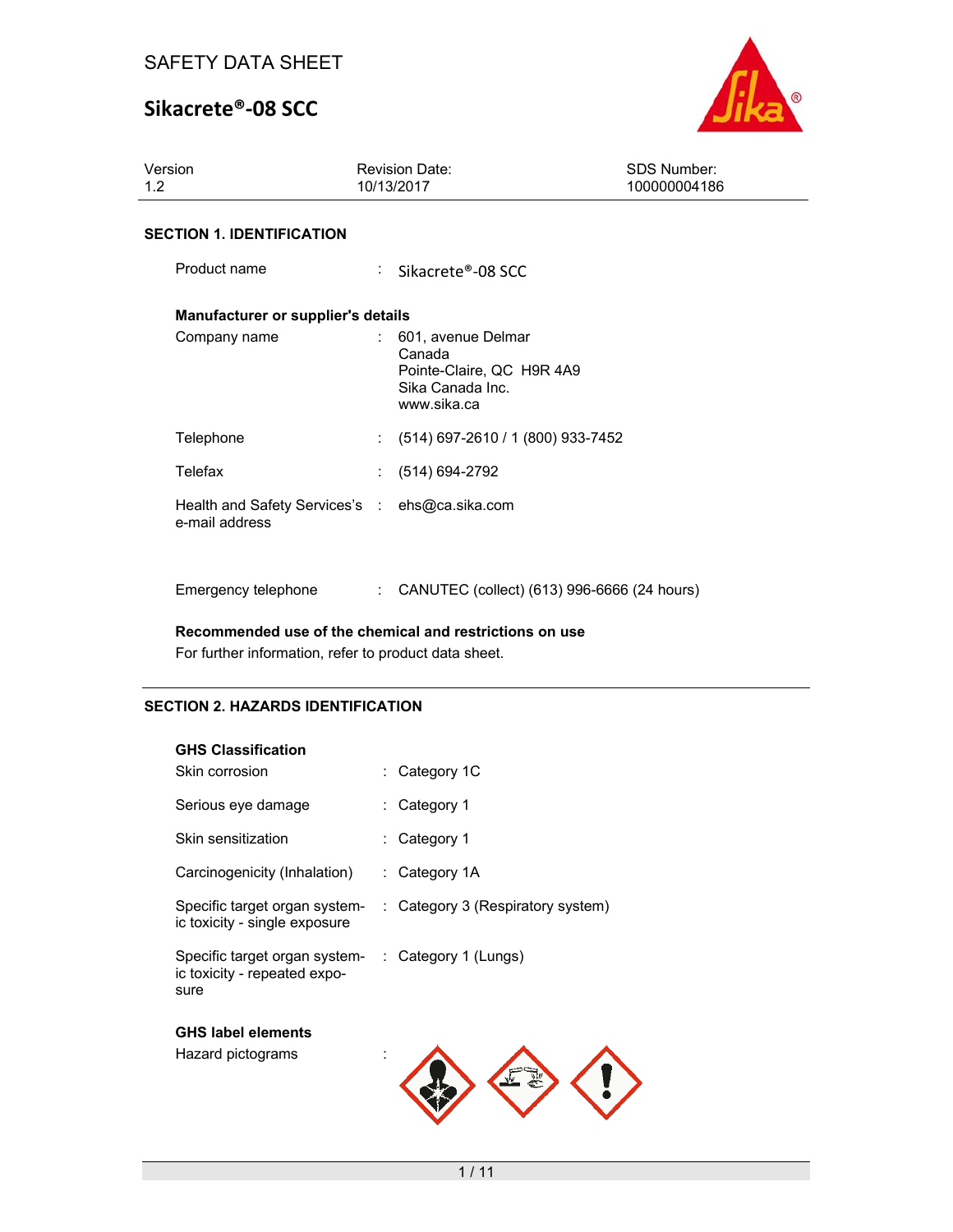SAFETY DATA SHEET

# Sikacrete®-08 SCC

| Version | Revision Date: | SDS Number: |
| --- | --- | --- |
| 1.2 | 10/13/2017 | 100000004186 |

## SECTION 1. IDENTIFICATION

Product name : Sikacrete®-08 SCC

**Manufacturer or supplier's details**

Company name : 601, avenue Delmar
Canada
Pointe-Claire, QC H9R 4A9
Sika Canada Inc.
www.sika.ca

Telephone : (514) 697-2610 / 1 (800) 933-7452

Telefax : (514) 694-2792

Health and Safety Services's e-mail address : ehs@ca.sika.com

Emergency telephone : CANUTEC (collect) (613) 996-6666 (24 hours)

**Recommended use of the chemical and restrictions on use**

For further information, refer to product data sheet.

## SECTION 2. HAZARDS IDENTIFICATION

**GHS Classification**

Skin corrosion : Category 1C

Serious eye damage : Category 1

Skin sensitization : Category 1

Carcinogenicity (Inhalation) : Category 1A

Specific target organ systemic toxicity - single exposure : Category 3 (Respiratory system)

Specific target organ systemic toxicity - repeated exposure : Category 1 (Lungs)

**GHS label elements**

Hazard pictograms :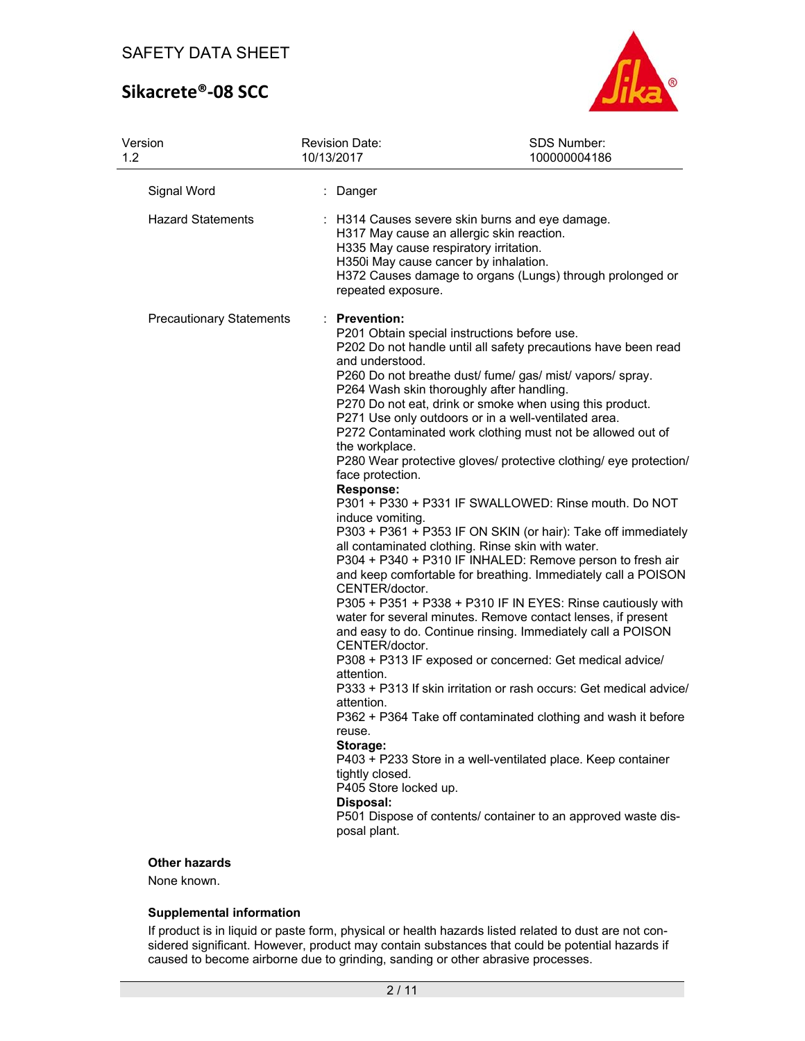| | | |
|---|---|---|
| Signal Word | : | Danger |
| Hazard Statements | : | H314 Causes severe skin burns and eye damage.<br>H317 May cause an allergic skin reaction.<br>H335 May cause respiratory irritation.<br>H350i May cause cancer by inhalation.<br>H372 Causes damage to organs (Lungs) through prolonged or repeated exposure. |
| Precautionary Statements | : | **Prevention:**<br>P201 Obtain special instructions before use.<br>P202 Do not handle until all safety precautions have been read and understood.<br>P260 Do not breathe dust/ fume/ gas/ mist/ vapors/ spray.<br>P264 Wash skin thoroughly after handling.<br>P270 Do not eat, drink or smoke when using this product.<br>P271 Use only outdoors or in a well-ventilated area.<br>P272 Contaminated work clothing must not be allowed out of the workplace.<br>P280 Wear protective gloves/ protective clothing/ eye protection/ face protection.<br>**Response:**<br>P301 + P330 + P331 IF SWALLOWED: Rinse mouth. Do NOT induce vomiting.<br>P303 + P361 + P353 IF ON SKIN (or hair): Take off immediately all contaminated clothing. Rinse skin with water.<br>P304 + P340 + P310 IF INHALED: Remove person to fresh air and keep comfortable for breathing. Immediately call a POISON CENTER/doctor.<br>P305 + P351 + P338 + P310 IF IN EYES: Rinse cautiously with water for several minutes. Remove contact lenses, if present and easy to do. Continue rinsing. Immediately call a POISON CENTER/doctor.<br>P308 + P313 IF exposed or concerned: Get medical advice/ attention.<br>P333 + P313 If skin irritation or rash occurs: Get medical advice/ attention.<br>P362 + P364 Take off contaminated clothing and wash it before reuse.<br>**Storage:**<br>P403 + P233 Store in a well-ventilated place. Keep container tightly closed.<br>P405 Store locked up.<br>**Disposal:**<br>P501 Dispose of contents/ container to an approved waste disposal plant. |

**Other hazards**

None known.

**Supplemental information**

If product is in liquid or paste form, physical or health hazards listed related to dust are not considered significant. However, product may contain substances that could be potential hazards if caused to become airborne due to grinding, sanding or other abrasive processes.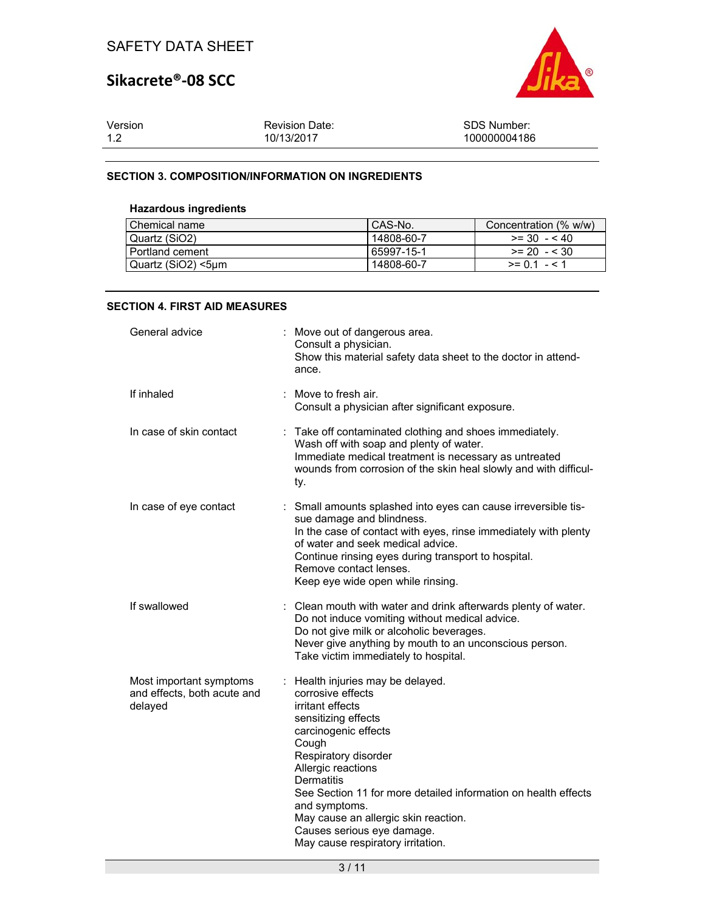## SECTION 3. COMPOSITION/INFORMATION ON INGREDIENTS

### Hazardous ingredients

| Chemical name | CAS-No. | Concentration (% w/w) |
|---|---|---|
| Quartz (SiO2) | 14808-60-7 | >= 30 - < 40 |
| Portland cement | 65997-15-1 | >= 20 - < 30 |
| Quartz (SiO2) <5µm | 14808-60-7 | >= 0.1 - < 1 |

## SECTION 4. FIRST AID MEASURES

General advice : Move out of dangerous area.
Consult a physician.
Show this material safety data sheet to the doctor in attendance.

If inhaled : Move to fresh air.
Consult a physician after significant exposure.

In case of skin contact : Take off contaminated clothing and shoes immediately.
Wash off with soap and plenty of water.
Immediate medical treatment is necessary as untreated wounds from corrosion of the skin heal slowly and with difficulty.

In case of eye contact : Small amounts splashed into eyes can cause irreversible tissue damage and blindness.
In the case of contact with eyes, rinse immediately with plenty of water and seek medical advice.
Continue rinsing eyes during transport to hospital.
Remove contact lenses.
Keep eye wide open while rinsing.

If swallowed : Clean mouth with water and drink afterwards plenty of water.
Do not induce vomiting without medical advice.
Do not give milk or alcoholic beverages.
Never give anything by mouth to an unconscious person.
Take victim immediately to hospital.

Most important symptoms and effects, both acute and delayed : Health injuries may be delayed.
corrosive effects
irritant effects
sensitizing effects
carcinogenic effects
Cough
Respiratory disorder
Allergic reactions
Dermatitis
See Section 11 for more detailed information on health effects and symptoms.
May cause an allergic skin reaction.
Causes serious eye damage.
May cause respiratory irritation.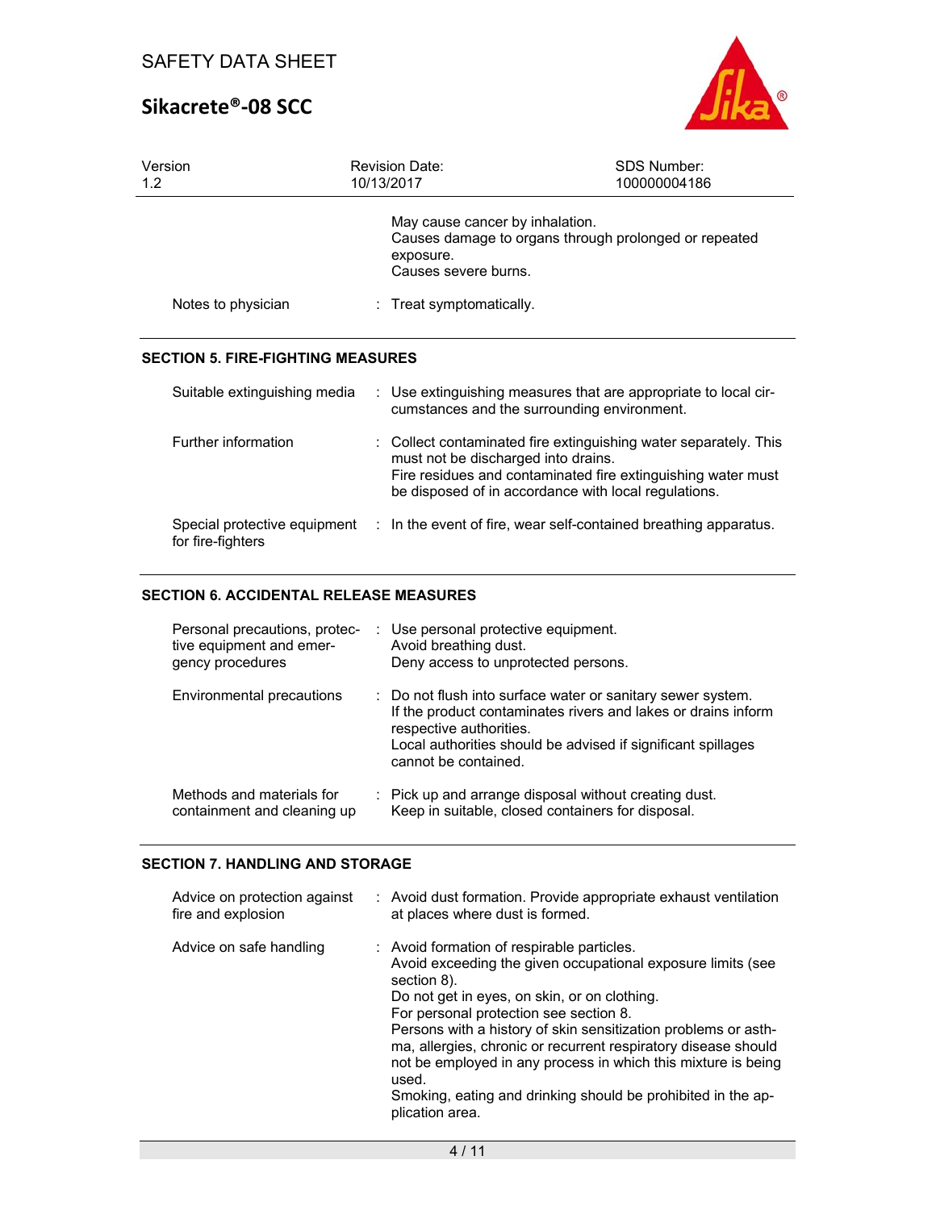| | | |
|---|---|---|
| | | May cause cancer by inhalation.<br>Causes damage to organs through prolonged or repeated exposure.<br>Causes severe burns. |
| Notes to physician | : | Treat symptomatically. |

## SECTION 5. FIRE-FIGHTING MEASURES

| | | |
|---|---|---|
| Suitable extinguishing media | : | Use extinguishing measures that are appropriate to local circumstances and the surrounding environment. |
| Further information | : | Collect contaminated fire extinguishing water separately. This must not be discharged into drains.<br>Fire residues and contaminated fire extinguishing water must be disposed of in accordance with local regulations. |
| Special protective equipment for fire-fighters | : | In the event of fire, wear self-contained breathing apparatus. |

## SECTION 6. ACCIDENTAL RELEASE MEASURES

| | | |
|---|---|---|
| Personal precautions, protective equipment and emergency procedures | : | Use personal protective equipment.<br>Avoid breathing dust.<br>Deny access to unprotected persons. |
| Environmental precautions | : | Do not flush into surface water or sanitary sewer system.<br>If the product contaminates rivers and lakes or drains inform respective authorities.<br>Local authorities should be advised if significant spillages cannot be contained. |
| Methods and materials for containment and cleaning up | : | Pick up and arrange disposal without creating dust.<br>Keep in suitable, closed containers for disposal. |

## SECTION 7. HANDLING AND STORAGE

| | | |
|---|---|---|
| Advice on protection against fire and explosion | : | Avoid dust formation. Provide appropriate exhaust ventilation at places where dust is formed. |
| Advice on safe handling | : | Avoid formation of respirable particles.<br>Avoid exceeding the given occupational exposure limits (see section 8).<br>Do not get in eyes, on skin, or on clothing.<br>For personal protection see section 8.<br>Persons with a history of skin sensitization problems or asthma, allergies, chronic or recurrent respiratory disease should not be employed in any process in which this mixture is being used.<br>Smoking, eating and drinking should be prohibited in the application area. |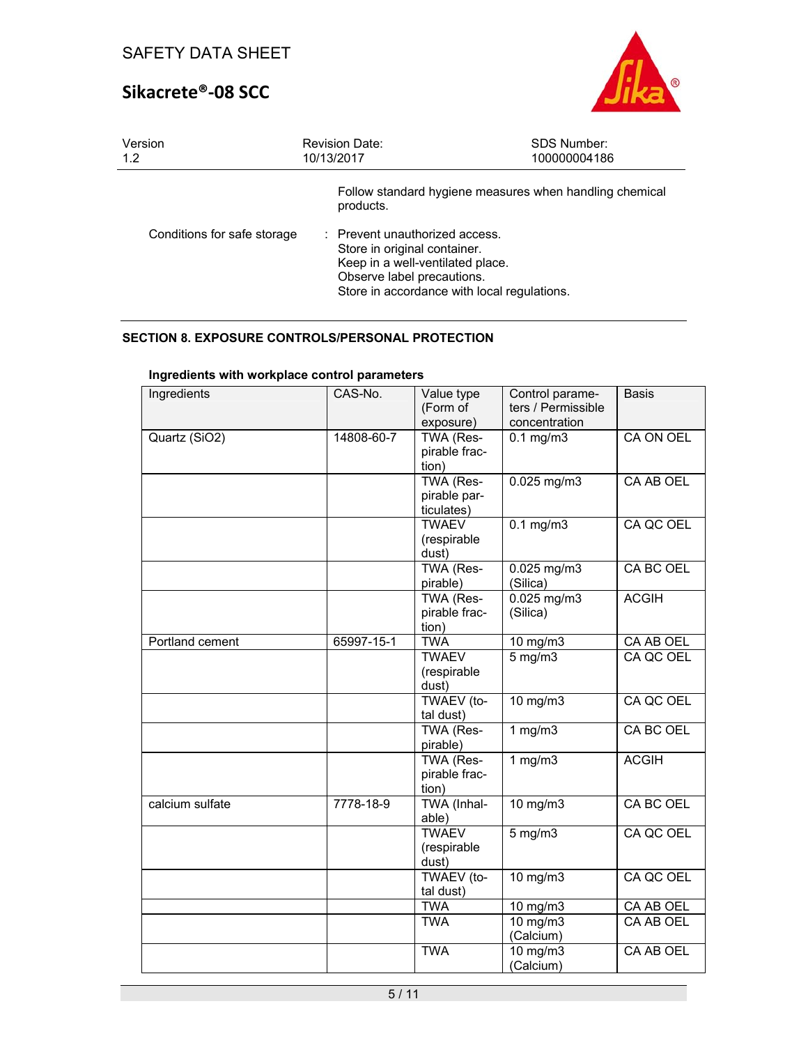Follow standard hygiene measures when handling chemical products.

Conditions for safe storage : Prevent unauthorized access.
Store in original container.
Keep in a well-ventilated place.
Observe label precautions.
Store in accordance with local regulations.

## SECTION 8. EXPOSURE CONTROLS/PERSONAL PROTECTION

**Ingredients with workplace control parameters**

| Ingredients | CAS-No. | Value type (Form of exposure) | Control parameters / Permissible concentration | Basis |
|---|---|---|---|---|
| Quartz ($SiO_2$) | 14808-60-7 | TWA (Respirable fraction) | 0.1 mg/m3 | CA ON OEL |
| | | TWA (Respirable particulates) | 0.025 mg/m3 | CA AB OEL |
| | | TWAEV (respirable dust) | 0.1 mg/m3 | CA QC OEL |
| | | TWA (Respirable) | 0.025 mg/m3 (Silica) | CA BC OEL |
| | | TWA (Respirable fraction) | 0.025 mg/m3 (Silica) | ACGIH |
| Portland cement | 65997-15-1 | TWA | 10 mg/m3 | CA AB OEL |
| | | TWAEV (respirable dust) | 5 mg/m3 | CA QC OEL |
| | | TWAEV (total dust) | 10 mg/m3 | CA QC OEL |
| | | TWA (Respirable) | 1 mg/m3 | CA BC OEL |
| | | TWA (Respirable fraction) | 1 mg/m3 | ACGIH |
| calcium sulfate | 7778-18-9 | TWA (Inhalable) | 10 mg/m3 | CA BC OEL |
| | | TWAEV (respirable dust) | 5 mg/m3 | CA QC OEL |
| | | TWAEV (total dust) | 10 mg/m3 | CA QC OEL |
| | | TWA | 10 mg/m3 | CA AB OEL |
| | | TWA | 10 mg/m3 (Calcium) | CA AB OEL |
| | | TWA | 10 mg/m3 (Calcium) | CA AB OEL |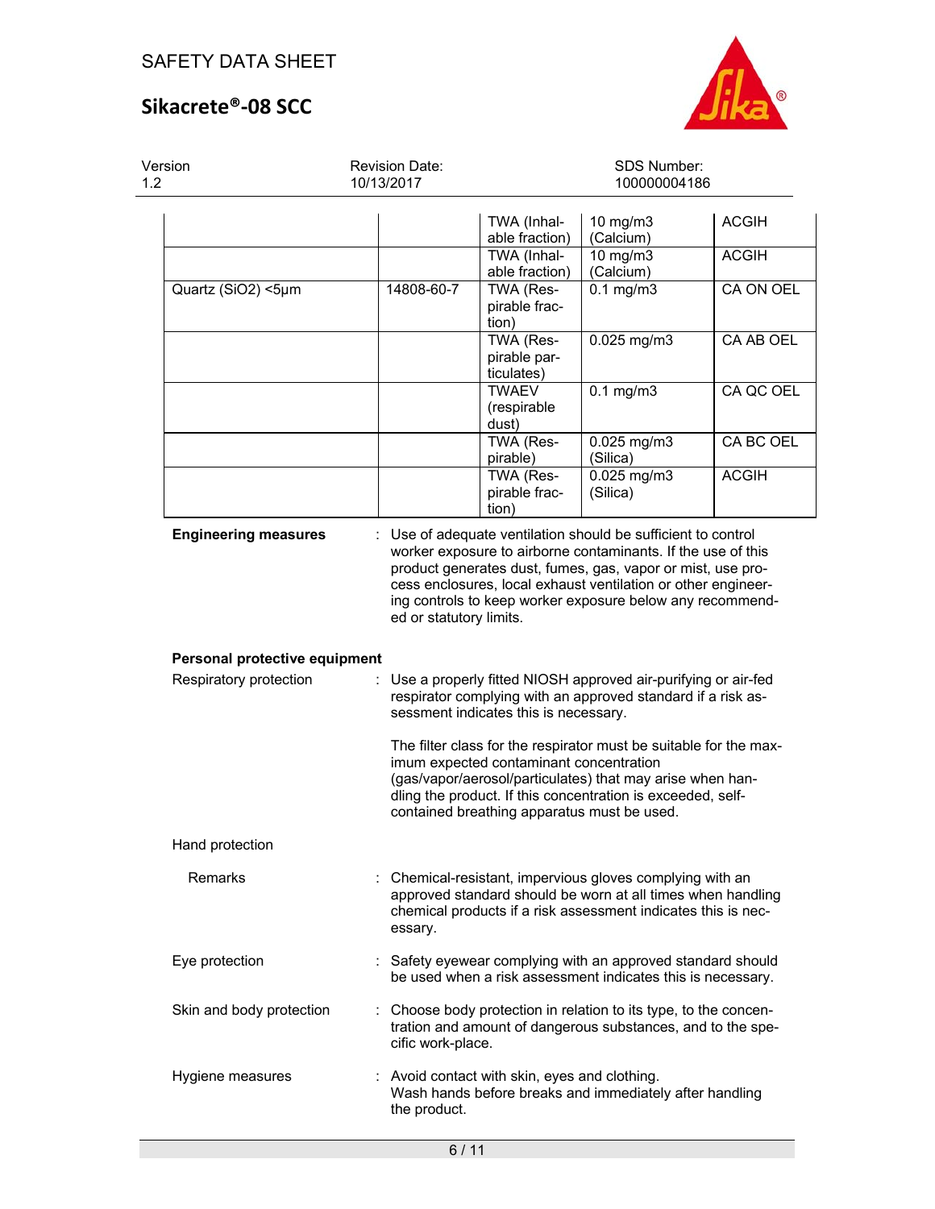| | | | | |
|---|---|---|---|---|
| | | TWA (Inhalable fraction) | 10 mg/m3 (Calcium) | ACGIH |
| | | TWA (Inhalable fraction) | 10 mg/m3 (Calcium) | ACGIH |
| Quartz ($SiO_2$) <5µm | 14808-60-7 | TWA (Respirable fraction) | 0.1 mg/m3 | CA ON OEL |
| | | TWA (Respirable particulates) | 0.025 mg/m3 | CA AB OEL |
| | | TWAEV (respirable dust) | 0.1 mg/m3 | CA QC OEL |
| | | TWA (Respirable) | 0.025 mg/m3 (Silica) | CA BC OEL |
| | | TWA (Respirable fraction) | 0.025 mg/m3 (Silica) | ACGIH |

**Engineering measures** : Use of adequate ventilation should be sufficient to control worker exposure to airborne contaminants. If the use of this product generates dust, fumes, gas, vapor or mist, use process enclosures, local exhaust ventilation or other engineering controls to keep worker exposure below any recommended or statutory limits.

**Personal protective equipment**

Respiratory protection : Use a properly fitted NIOSH approved air-purifying or air-fed respirator complying with an approved standard if a risk assessment indicates this is necessary.

The filter class for the respirator must be suitable for the maximum expected contaminant concentration (gas/vapor/aerosol/particulates) that may arise when handling the product. If this concentration is exceeded, self-contained breathing apparatus must be used.

Hand protection

Remarks : Chemical-resistant, impervious gloves complying with an approved standard should be worn at all times when handling chemical products if a risk assessment indicates this is necessary.

Eye protection : Safety eyewear complying with an approved standard should be used when a risk assessment indicates this is necessary.

Skin and body protection : Choose body protection in relation to its type, to the concentration and amount of dangerous substances, and to the specific work-place.

Hygiene measures : Avoid contact with skin, eyes and clothing.
Wash hands before breaks and immediately after handling the product.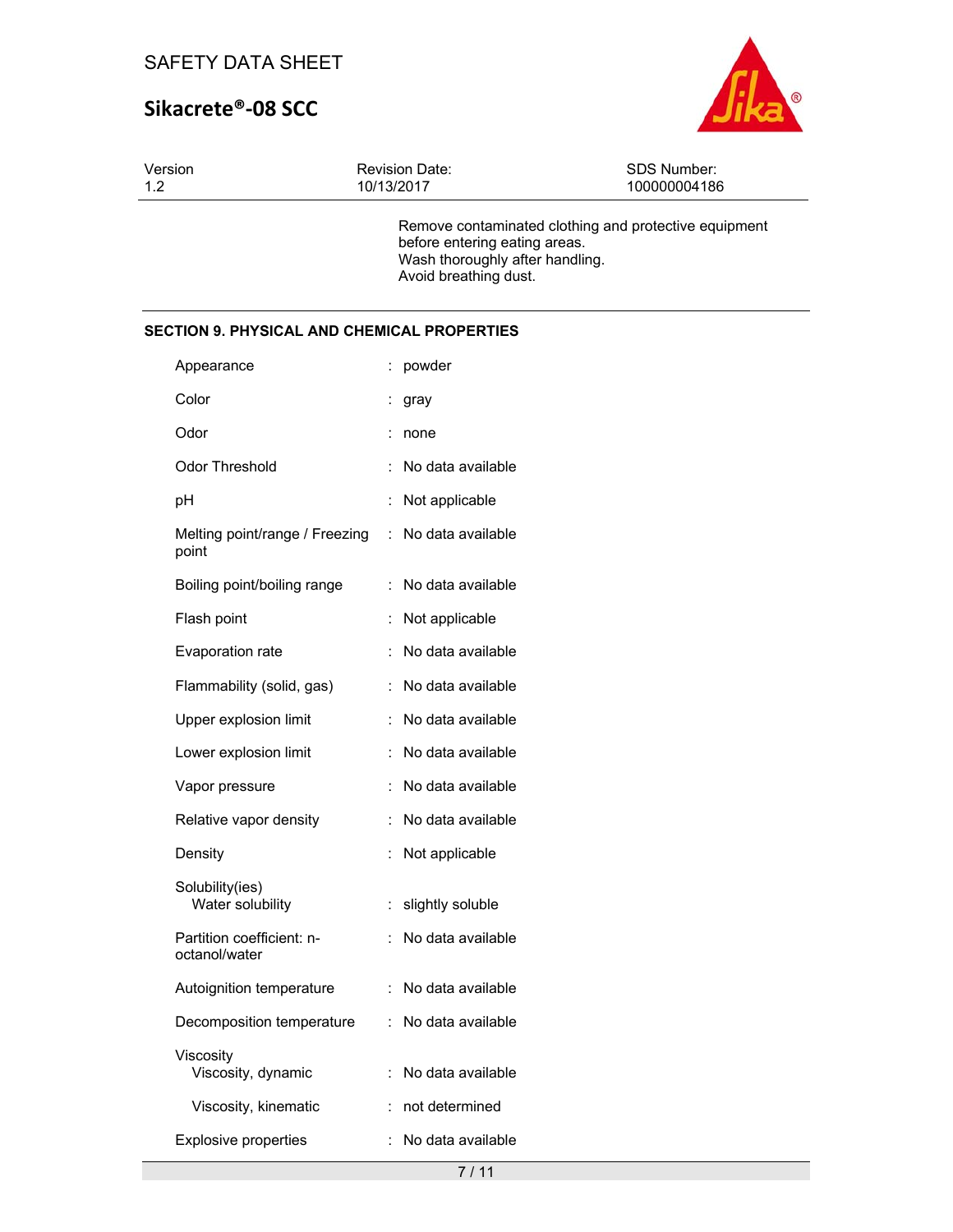Remove contaminated clothing and protective equipment before entering eating areas.
Wash thoroughly after handling.
Avoid breathing dust.

## SECTION 9. PHYSICAL AND CHEMICAL PROPERTIES

| | | |
|---|---|---|
| Appearance | : | powder |
| Color | : | gray |
| Odor | : | none |
| Odor Threshold | : | No data available |
| pH | : | Not applicable |
| Melting point/range / Freezing point | : | No data available |
| Boiling point/boiling range | : | No data available |
| Flash point | : | Not applicable |
| Evaporation rate | : | No data available |
| Flammability (solid, gas) | : | No data available |
| Upper explosion limit | : | No data available |
| Lower explosion limit | : | No data available |
| Vapor pressure | : | No data available |
| Relative vapor density | : | No data available |
| Density | : | Not applicable |
| Solubility(ies) | | |
| Water solubility | : | slightly soluble |
| Partition coefficient: n-octanol/water | : | No data available |
| Autoignition temperature | : | No data available |
| Decomposition temperature | : | No data available |
| Viscosity | | |
| Viscosity, dynamic | : | No data available |
| Viscosity, kinematic | : | not determined |
| Explosive properties | : | No data available |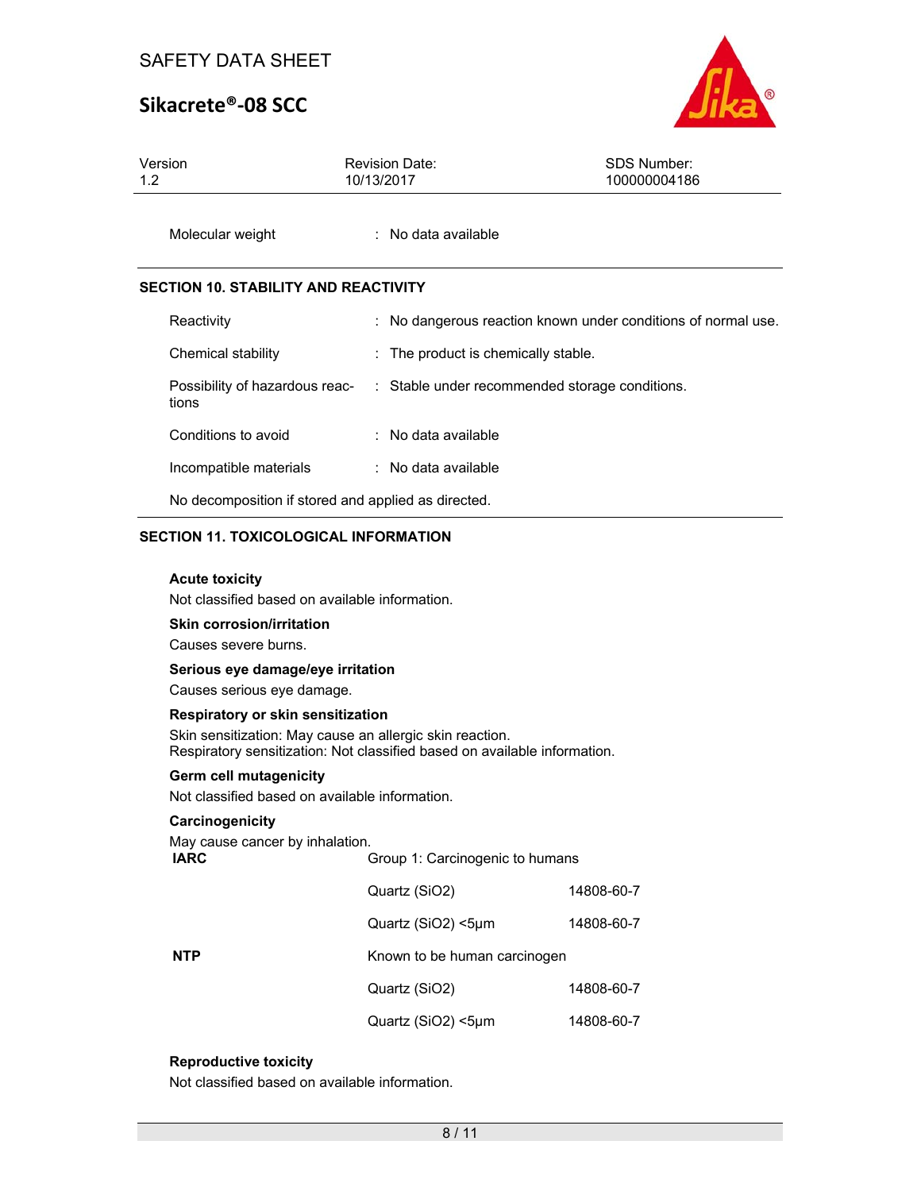| | | |
|---|---|---|
| Molecular weight | : | No data available |

## SECTION 10. STABILITY AND REACTIVITY

| | | |
|---|---|---|
| Reactivity | : | No dangerous reaction known under conditions of normal use. |
| Chemical stability | : | The product is chemically stable. |
| Possibility of hazardous reactions | : | Stable under recommended storage conditions. |
| Conditions to avoid | : | No data available |
| Incompatible materials | : | No data available |

No decomposition if stored and applied as directed.

## SECTION 11. TOXICOLOGICAL INFORMATION

**Acute toxicity**

Not classified based on available information.

**Skin corrosion/irritation**

Causes severe burns.

**Serious eye damage/eye irritation**

Causes serious eye damage.

**Respiratory or skin sensitization**

Skin sensitization: May cause an allergic skin reaction.
Respiratory sensitization: Not classified based on available information.

**Germ cell mutagenicity**

Not classified based on available information.

**Carcinogenicity**

May cause cancer by inhalation.

| | | |
|---|---|---|
| **IARC** | Group 1: Carcinogenic to humans | |
| | Quartz ($SiO_2$) | 14808-60-7 |
| | Quartz ($SiO_2$) <5µm | 14808-60-7 |
| **NTP** | Known to be human carcinogen | |
| | Quartz ($SiO_2$) | 14808-60-7 |
| | Quartz ($SiO_2$) <5µm | 14808-60-7 |

**Reproductive toxicity**

Not classified based on available information.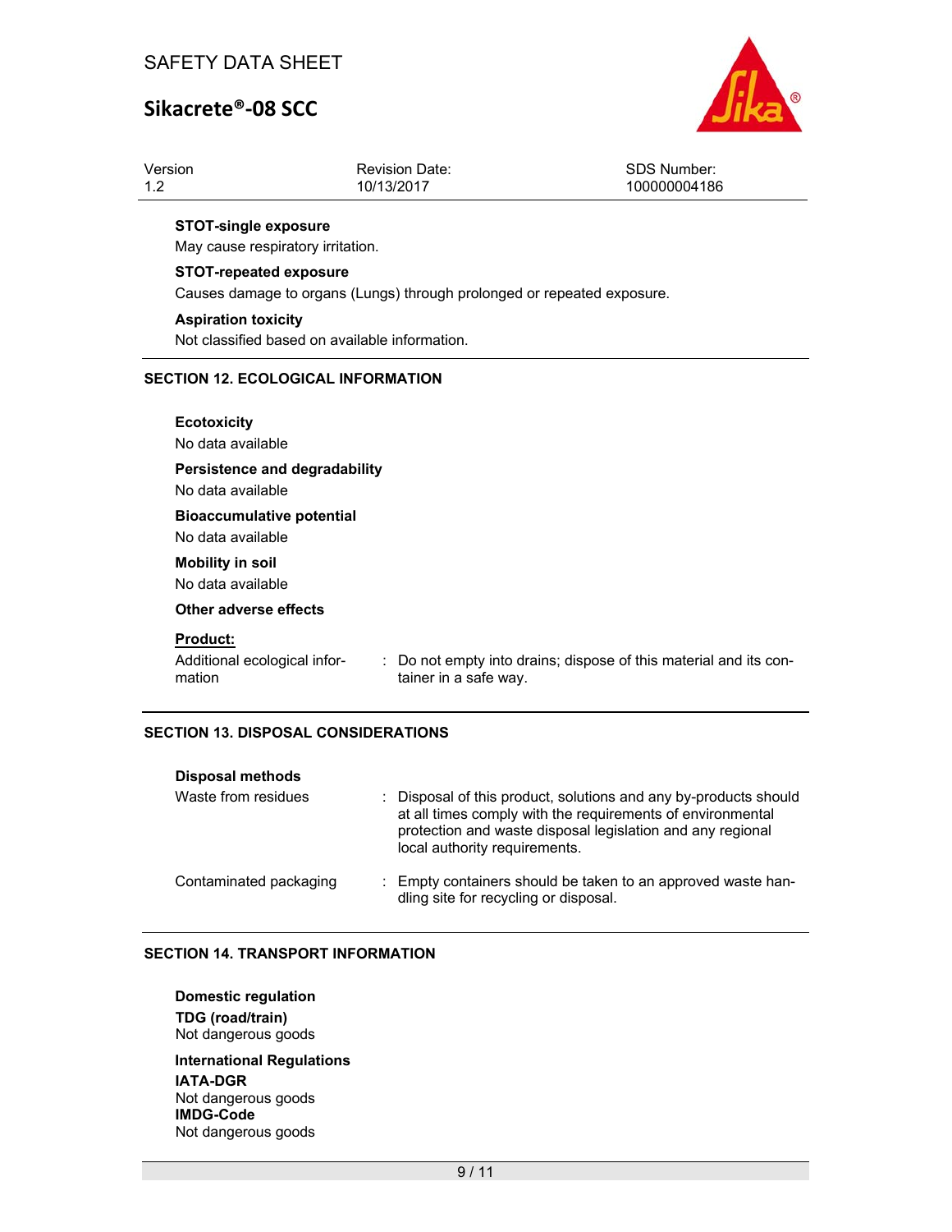**STOT-single exposure**

May cause respiratory irritation.

**STOT-repeated exposure**

Causes damage to organs (Lungs) through prolonged or repeated exposure.

**Aspiration toxicity**

Not classified based on available information.

## SECTION 12. ECOLOGICAL INFORMATION

**Ecotoxicity**

No data available

**Persistence and degradability**

No data available

**Bioaccumulative potential**

No data available

**Mobility in soil**

No data available

**Other adverse effects**

**Product:**

Additional ecological information : Do not empty into drains; dispose of this material and its container in a safe way.

## SECTION 13. DISPOSAL CONSIDERATIONS

**Disposal methods**

Waste from residues : Disposal of this product, solutions and any by-products should at all times comply with the requirements of environmental protection and waste disposal legislation and any regional local authority requirements.

Contaminated packaging : Empty containers should be taken to an approved waste handling site for recycling or disposal.

## SECTION 14. TRANSPORT INFORMATION

**Domestic regulation**

**TDG (road/train)**

Not dangerous goods

**International Regulations**

**IATA-DGR**

Not dangerous goods

**IMDG-Code**

Not dangerous goods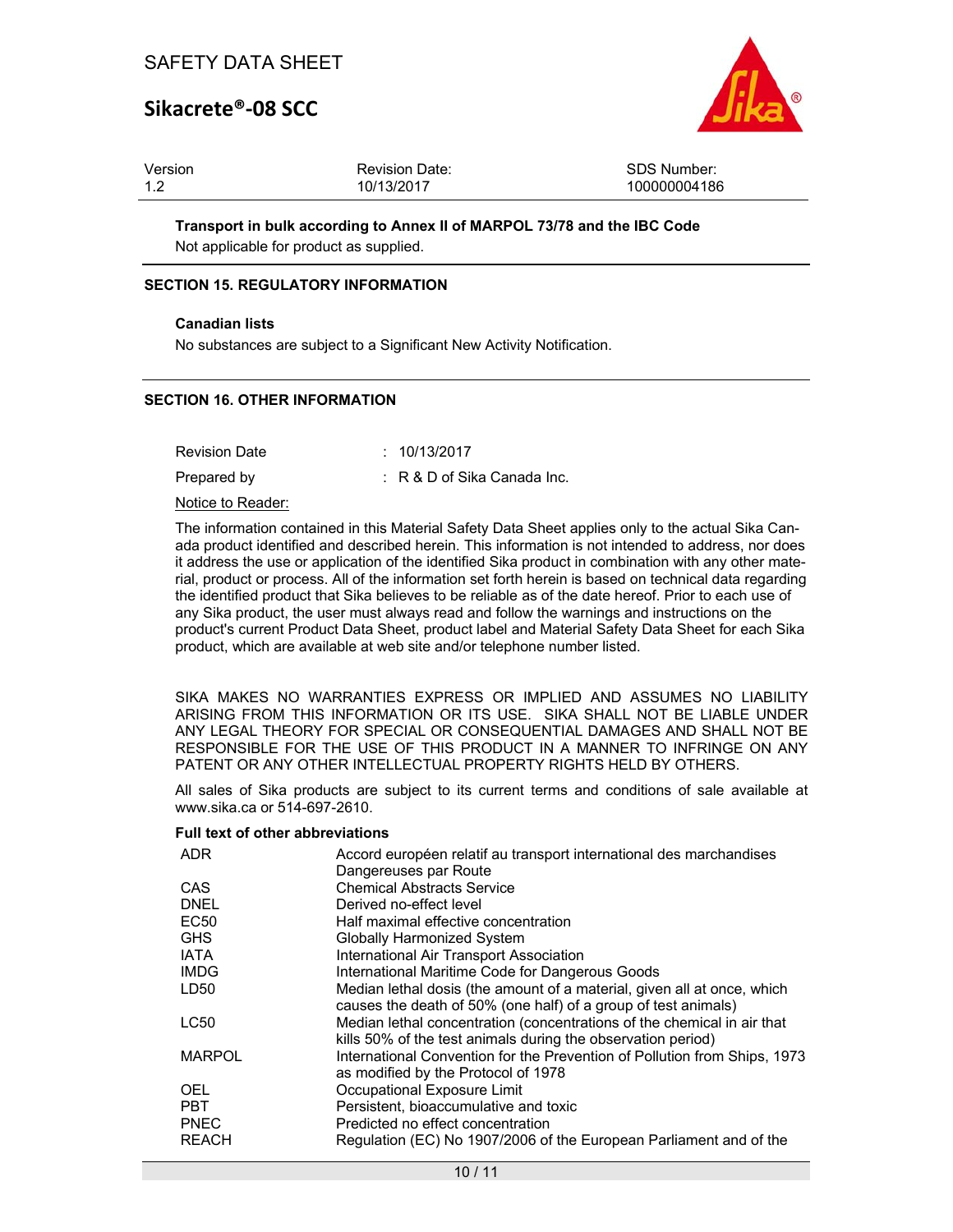**Transport in bulk according to Annex II of MARPOL 73/78 and the IBC Code**

Not applicable for product as supplied.

## SECTION 15. REGULATORY INFORMATION

**Canadian lists**

No substances are subject to a Significant New Activity Notification.

## SECTION 16. OTHER INFORMATION

| | |
|---|---|
| Revision Date | : 10/13/2017 |
| Prepared by | : R & D of Sika Canada Inc. |

Notice to Reader:

The information contained in this Material Safety Data Sheet applies only to the actual Sika Canada product identified and described herein. This information is not intended to address, nor does it address the use or application of the identified Sika product in combination with any other material, product or process. All of the information set forth herein is based on technical data regarding the identified product that Sika believes to be reliable as of the date hereof. Prior to each use of any Sika product, the user must always read and follow the warnings and instructions on the product's current Product Data Sheet, product label and Material Safety Data Sheet for each Sika product, which are available at web site and/or telephone number listed.

SIKA MAKES NO WARRANTIES EXPRESS OR IMPLIED AND ASSUMES NO LIABILITY ARISING FROM THIS INFORMATION OR ITS USE. SIKA SHALL NOT BE LIABLE UNDER ANY LEGAL THEORY FOR SPECIAL OR CONSEQUENTIAL DAMAGES AND SHALL NOT BE RESPONSIBLE FOR THE USE OF THIS PRODUCT IN A MANNER TO INFRINGE ON ANY PATENT OR ANY OTHER INTELLECTUAL PROPERTY RIGHTS HELD BY OTHERS.

All sales of Sika products are subject to its current terms and conditions of sale available at www.sika.ca or 514-697-2610.

**Full text of other abbreviations**

| | |
|---|---|
| ADR | Accord européen relatif au transport international des marchandises Dangereuses par Route |
| CAS | Chemical Abstracts Service |
| DNEL | Derived no-effect level |
| EC50 | Half maximal effective concentration |
| GHS | Globally Harmonized System |
| IATA | International Air Transport Association |
| IMDG | International Maritime Code for Dangerous Goods |
| LD50 | Median lethal dosis (the amount of a material, given all at once, which causes the death of 50% (one half) of a group of test animals) |
| LC50 | Median lethal concentration (concentrations of the chemical in air that kills 50% of the test animals during the observation period) |
| MARPOL | International Convention for the Prevention of Pollution from Ships, 1973 as modified by the Protocol of 1978 |
| OEL | Occupational Exposure Limit |
| PBT | Persistent, bioaccumulative and toxic |
| PNEC | Predicted no effect concentration |
| REACH | Regulation (EC) No 1907/2006 of the European Parliament and of the |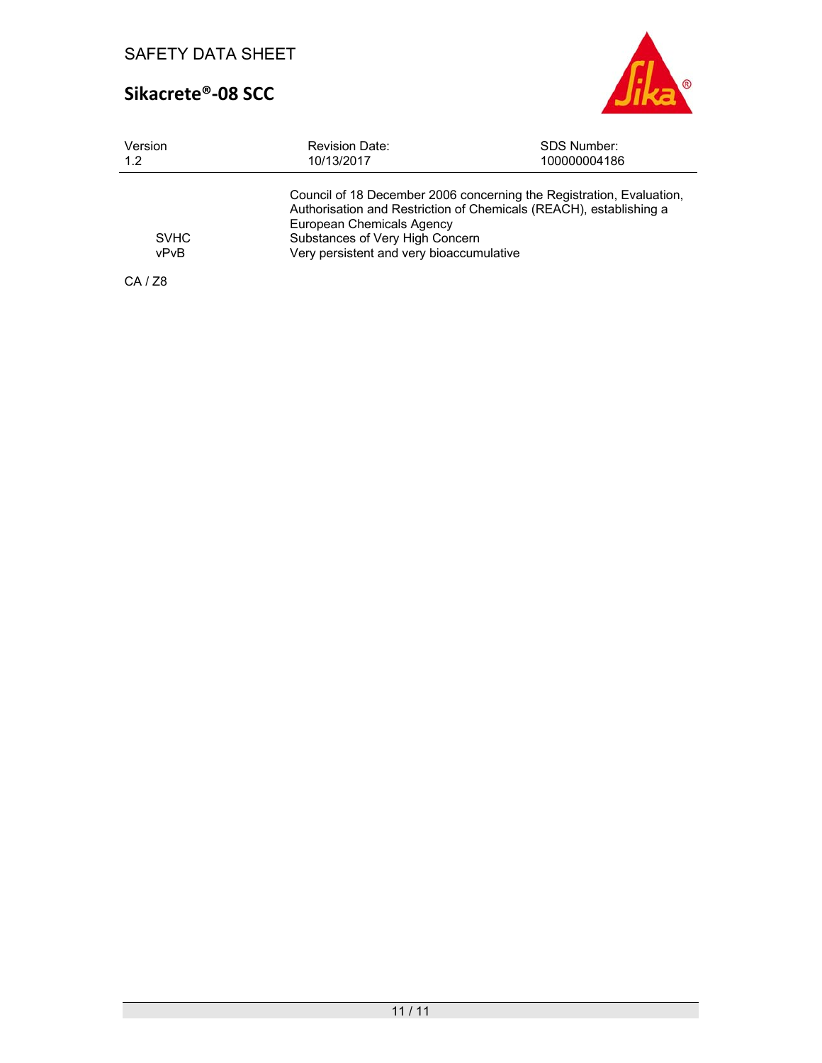| | |
|---|---|
| | Council of 18 December 2006 concerning the Registration, Evaluation, Authorisation and Restriction of Chemicals (REACH), establishing a European Chemicals Agency |
| SVHC | Substances of Very High Concern |
| vPvB | Very persistent and very bioaccumulative |

CA / Z8